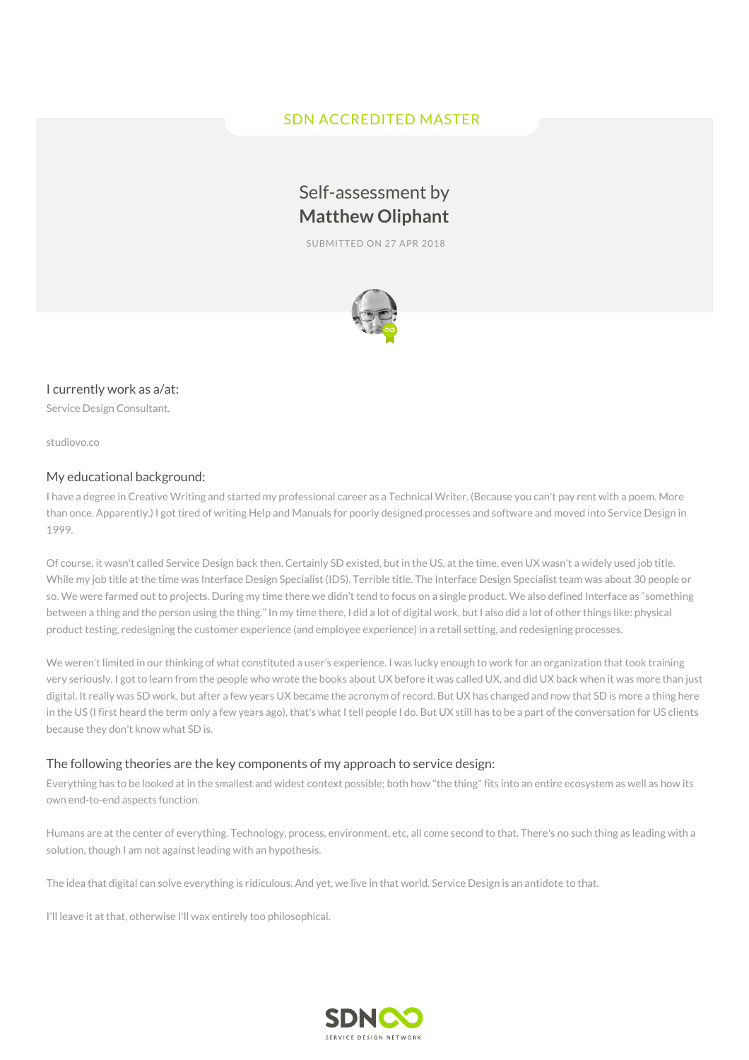SDN ACCREDITED MASTER

# Self-assessment by **Matthew Oliphant**

SUBMITTED ON 27 APR 2018

## I currently work as a/at:

Service Design Consultant.

studiovo.co

## My educational background:

I have a degree in Creative Writing and started my professional career as a Technical Writer. (Because you can't pay rent with a poem. More than once. Apparently.) I got tired of writing Help and Manuals for poorly designed processes and software and moved into Service Design in 1999.

Of course, it wasn't called Service Design back then. Certainly SD existed, but in the US, at the time, even UX wasn't a widely used job title. While my job title at the time was Interface Design Specialist (IDS). Terrible title. The Interface Design Specialist team was about 30 people or so. We were farmed out to projects. During my time there we didn't tend to focus on a single product. We also defined Interface as "something between a thing and the person using the thing." In my time there, I did a lot of digital work, but I also did a lot of other things like: physical product testing, redesigning the customer experience (and employee experience) in a retail setting, and redesigning processes.

We weren't limited in our thinking of what constituted a user's experience. I was lucky enough to work for an organization that took training very seriously. I got to learn from the people who wrote the books about UX before it was called UX, and did UX back when it was more than just digital. It really was SD work, but after a few years UX became the acronym of record. But UX has changed and now that SD is more a thing here in the US (I first heard the term only a few years ago), that's what I tell people I do. But UX still has to be a part of the conversation for US clients because they don't know what SD is.

## The following theories are the key components of my approach to service design:

Everything has to be looked at in the smallest and widest context possible; both how "the thing" fits into an entire ecosystem as well as how its own end-to-end aspects function.

Humans are at the center of everything. Technology, process, environment, etc, all come second to that. There's no such thing as leading with a solution, though I am not against leading with an hypothesis.

The idea that digital can solve everything is ridiculous. And yet, we live in that world. Service Design is an antidote to that.

I'll leave it at that, otherwise I'll wax entirely too philosophical.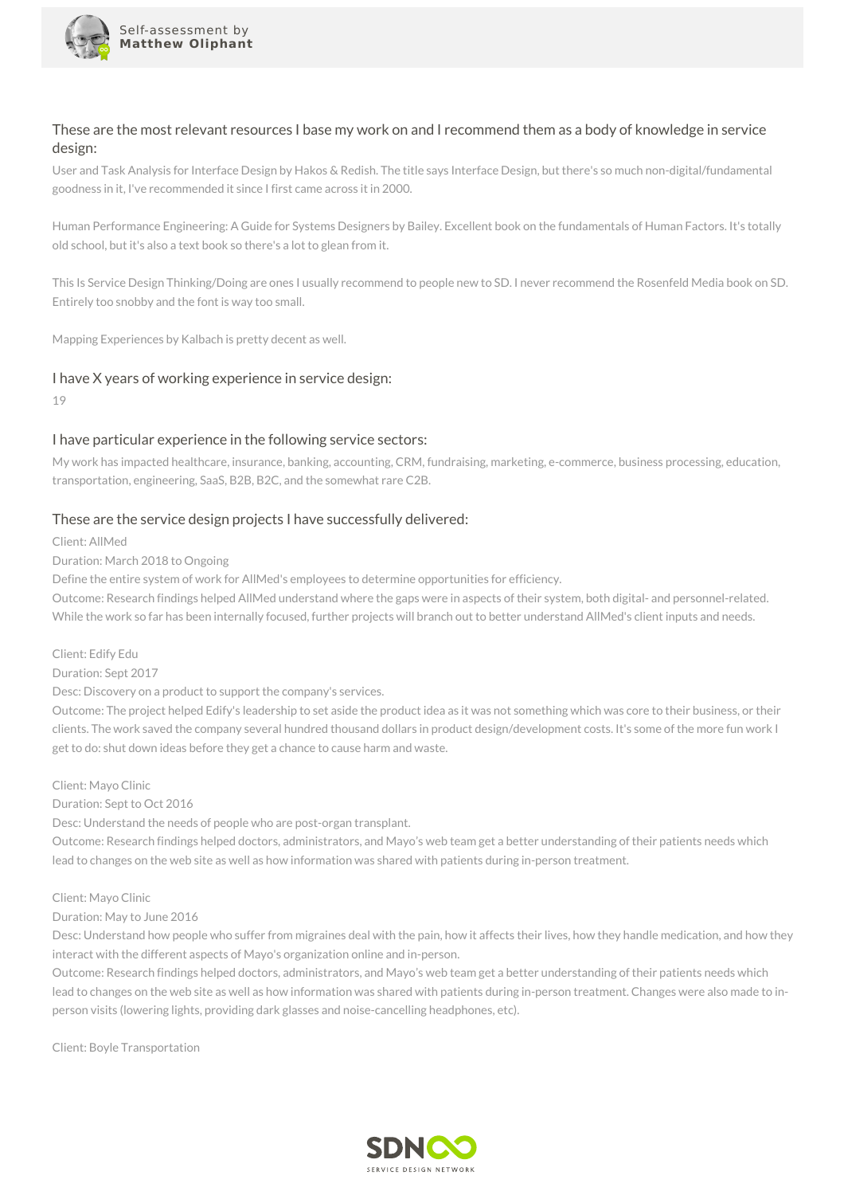## These are the most relevant resources I base my work on and I recommend them as a body of knowledge in service design:

User and Task Analysis for Interface Design by Hakos & Redish. The title says Interface Design, but there's so much non-digital/fundamental goodness in it, I've recommended it since I first came across it in 2000.

Human Performance Engineering: A Guide for Systems Designers by Bailey. Excellent book on the fundamentals of Human Factors. It's totally old school, but it's also a text book so there's a lot to glean from it.

This Is Service Design Thinking/Doing are ones I usually recommend to people new to SD. I never recommend the Rosenfeld Media book on SD. Entirely too snobby and the font is way too small.

Mapping Experiences by Kalbach is pretty decent as well.

## I have X years of working experience in service design:

19

## I have particular experience in the following service sectors:

My work has impacted healthcare, insurance, banking, accounting, CRM, fundraising, marketing, e-commerce, business processing, education, transportation, engineering, SaaS, B2B, B2C, and the somewhat rare C2B.

## These are the service design projects I have successfully delivered:

Client: AllMed
Duration: March 2018 to Ongoing
Define the entire system of work for AllMed's employees to determine opportunities for efficiency.
Outcome: Research findings helped AllMed understand where the gaps were in aspects of their system, both digital- and personnel-related. While the work so far has been internally focused, further projects will branch out to better understand AllMed's client inputs and needs.

Client: Edify Edu
Duration: Sept 2017
Desc: Discovery on a product to support the company's services.
Outcome: The project helped Edify's leadership to set aside the product idea as it was not something which was core to their business, or their clients. The work saved the company several hundred thousand dollars in product design/development costs. It's some of the more fun work I get to do: shut down ideas before they get a chance to cause harm and waste.

Client: Mayo Clinic
Duration: Sept to Oct 2016
Desc: Understand the needs of people who are post-organ transplant.
Outcome: Research findings helped doctors, administrators, and Mayo's web team get a better understanding of their patients needs which lead to changes on the web site as well as how information was shared with patients during in-person treatment.

Client: Mayo Clinic
Duration: May to June 2016
Desc: Understand how people who suffer from migraines deal with the pain, how it affects their lives, how they handle medication, and how they interact with the different aspects of Mayo's organization online and in-person.
Outcome: Research findings helped doctors, administrators, and Mayo's web team get a better understanding of their patients needs which lead to changes on the web site as well as how information was shared with patients during in-person treatment. Changes were also made to in-person visits (lowering lights, providing dark glasses and noise-cancelling headphones, etc).

Client: Boyle Transportation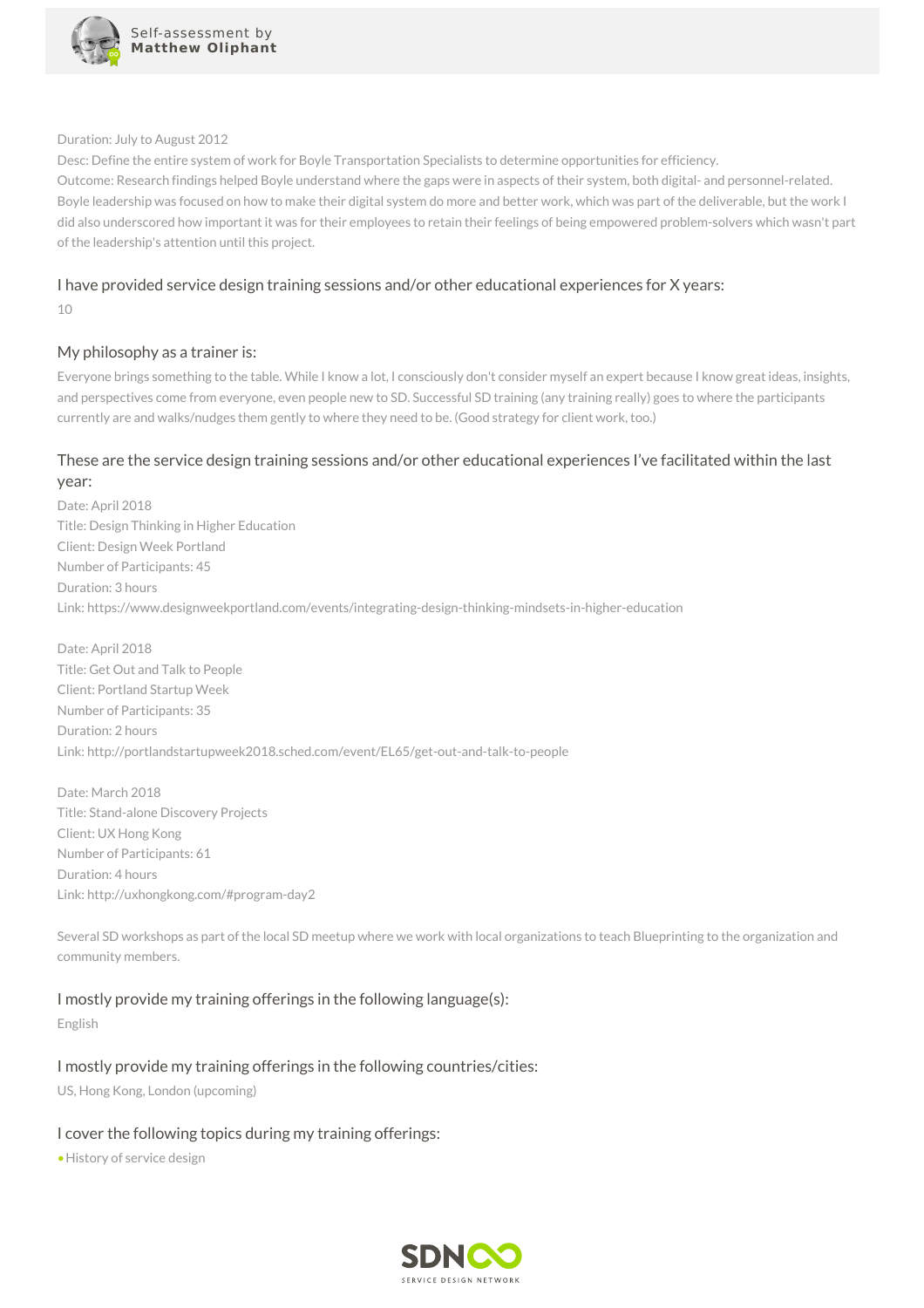Duration: July to August 2012

Desc: Define the entire system of work for Boyle Transportation Specialists to determine opportunities for efficiency.

Outcome: Research findings helped Boyle understand where the gaps were in aspects of their system, both digital- and personnel-related. Boyle leadership was focused on how to make their digital system do more and better work, which was part of the deliverable, but the work I did also underscored how important it was for their employees to retain their feelings of being empowered problem-solvers which wasn't part of the leadership's attention until this project.

## I have provided service design training sessions and/or other educational experiences for X years:

10

## My philosophy as a trainer is:

Everyone brings something to the table. While I know a lot, I consciously don't consider myself an expert because I know great ideas, insights, and perspectives come from everyone, even people new to SD. Successful SD training (any training really) goes to where the participants currently are and walks/nudges them gently to where they need to be. (Good strategy for client work, too.)

## These are the service design training sessions and/or other educational experiences I've facilitated within the last year:

Date: April 2018
Title: Design Thinking in Higher Education
Client: Design Week Portland
Number of Participants: 45
Duration: 3 hours
Link: https://www.designweekportland.com/events/integrating-design-thinking-mindsets-in-higher-education

Date: April 2018
Title: Get Out and Talk to People
Client: Portland Startup Week
Number of Participants: 35
Duration: 2 hours
Link: http://portlandstartupweek2018.sched.com/event/EL65/get-out-and-talk-to-people

Date: March 2018
Title: Stand-alone Discovery Projects
Client: UX Hong Kong
Number of Participants: 61
Duration: 4 hours
Link: http://uxhongkong.com/#program-day2

Several SD workshops as part of the local SD meetup where we work with local organizations to teach Blueprinting to the organization and community members.

## I mostly provide my training offerings in the following language(s):

English

## I mostly provide my training offerings in the following countries/cities:

US, Hong Kong, London (upcoming)

## I cover the following topics during my training offerings:

- History of service design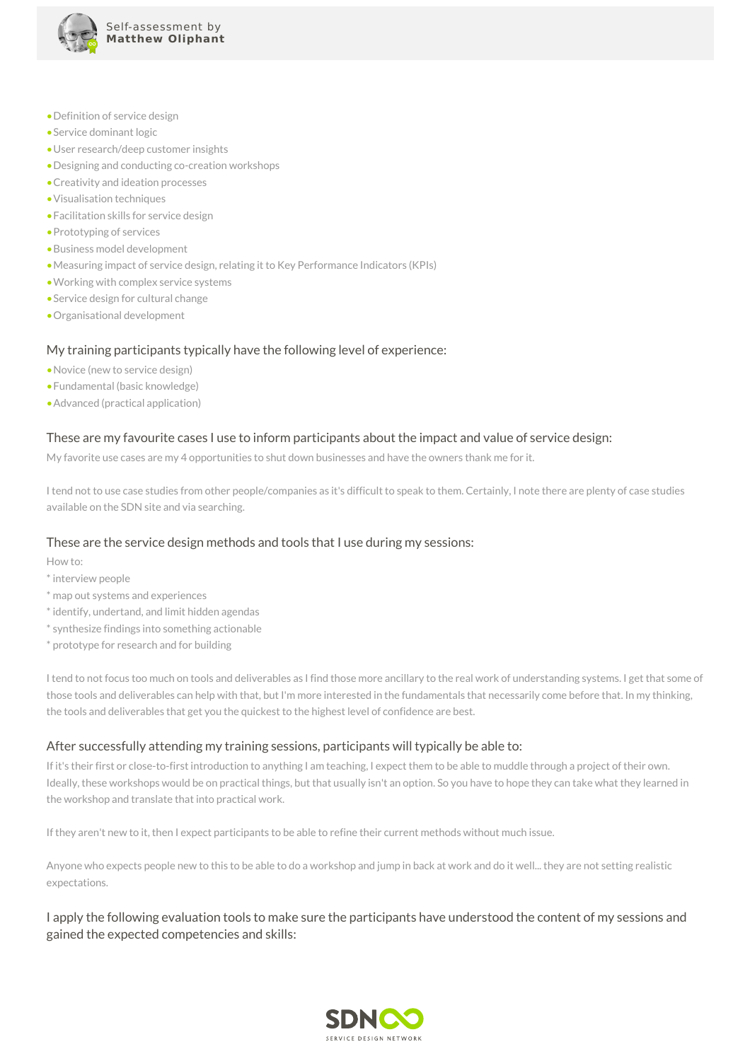- Definition of service design
- Service dominant logic
- User research/deep customer insights
- Designing and conducting co-creation workshops
- Creativity and ideation processes
- Visualisation techniques
- Facilitation skills for service design
- Prototyping of services
- Business model development
- Measuring impact of service design, relating it to Key Performance Indicators (KPIs)
- Working with complex service systems
- Service design for cultural change
- Organisational development

## My training participants typically have the following level of experience:

- Novice (new to service design)
- Fundamental (basic knowledge)
- Advanced (practical application)

## These are my favourite cases I use to inform participants about the impact and value of service design:

My favorite use cases are my 4 opportunities to shut down businesses and have the owners thank me for it.

I tend not to use case studies from other people/companies as it's difficult to speak to them. Certainly, I note there are plenty of case studies available on the SDN site and via searching.

## These are the service design methods and tools that I use during my sessions:

How to:
* interview people
* map out systems and experiences
* identify, undertand, and limit hidden agendas
* synthesize findings into something actionable
* prototype for research and for building

I tend to not focus too much on tools and deliverables as I find those more ancillary to the real work of understanding systems. I get that some of those tools and deliverables can help with that, but I'm more interested in the fundamentals that necessarily come before that. In my thinking, the tools and deliverables that get you the quickest to the highest level of confidence are best.

## After successfully attending my training sessions, participants will typically be able to:

If it's their first or close-to-first introduction to anything I am teaching, I expect them to be able to muddle through a project of their own. Ideally, these workshops would be on practical things, but that usually isn't an option. So you have to hope they can take what they learned in the workshop and translate that into practical work.

If they aren't new to it, then I expect participants to be able to refine their current methods without much issue.

Anyone who expects people new to this to be able to do a workshop and jump in back at work and do it well... they are not setting realistic expectations.

## I apply the following evaluation tools to make sure the participants have understood the content of my sessions and gained the expected competencies and skills: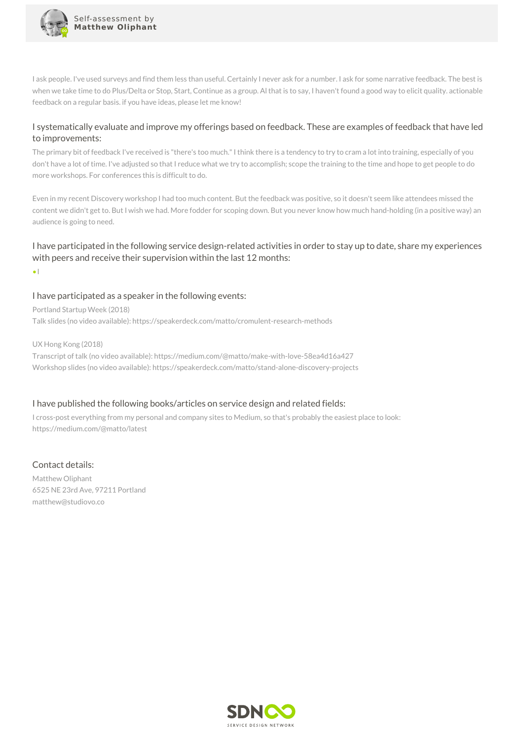I ask people. I've used surveys and find them less than useful. Certainly I never ask for a number. I ask for some narrative feedback. The best is when we take time to do Plus/Delta or Stop, Start, Continue as a group. Al that is to say, I haven't found a good way to elicit quality. actionable feedback on a regular basis. if you have ideas, please let me know!

### I systematically evaluate and improve my offerings based on feedback. These are examples of feedback that have led to improvements:

The primary bit of feedback I've received is "there's too much." I think there is a tendency to try to cram a lot into training, especially of you don't have a lot of time. I've adjusted so that I reduce what we try to accomplish; scope the training to the time and hope to get people to do more workshops. For conferences this is difficult to do.

Even in my recent Discovery workshop I had too much content. But the feedback was positive, so it doesn't seem like attendees missed the content we didn't get to. But I wish we had. More fodder for scoping down. But you never know how much hand-holding (in a positive way) an audience is going to need.

### I have participated in the following service design-related activities in order to stay up to date, share my experiences with peers and receive their supervision within the last 12 months:

- I

### I have participated as a speaker in the following events:

Portland Startup Week (2018)
Talk slides (no video available): https://speakerdeck.com/matto/cromulent-research-methods

UX Hong Kong (2018)
Transcript of talk (no video available): https://medium.com/@matto/make-with-love-58ea4d16a427
Workshop slides (no video available): https://speakerdeck.com/matto/stand-alone-discovery-projects

### I have published the following books/articles on service design and related fields:

I cross-post everything from my personal and company sites to Medium, so that's probably the easiest place to look:
https://medium.com/@matto/latest

### Contact details:

Matthew Oliphant
6525 NE 23rd Ave, 97211 Portland
matthew@studiovo.co